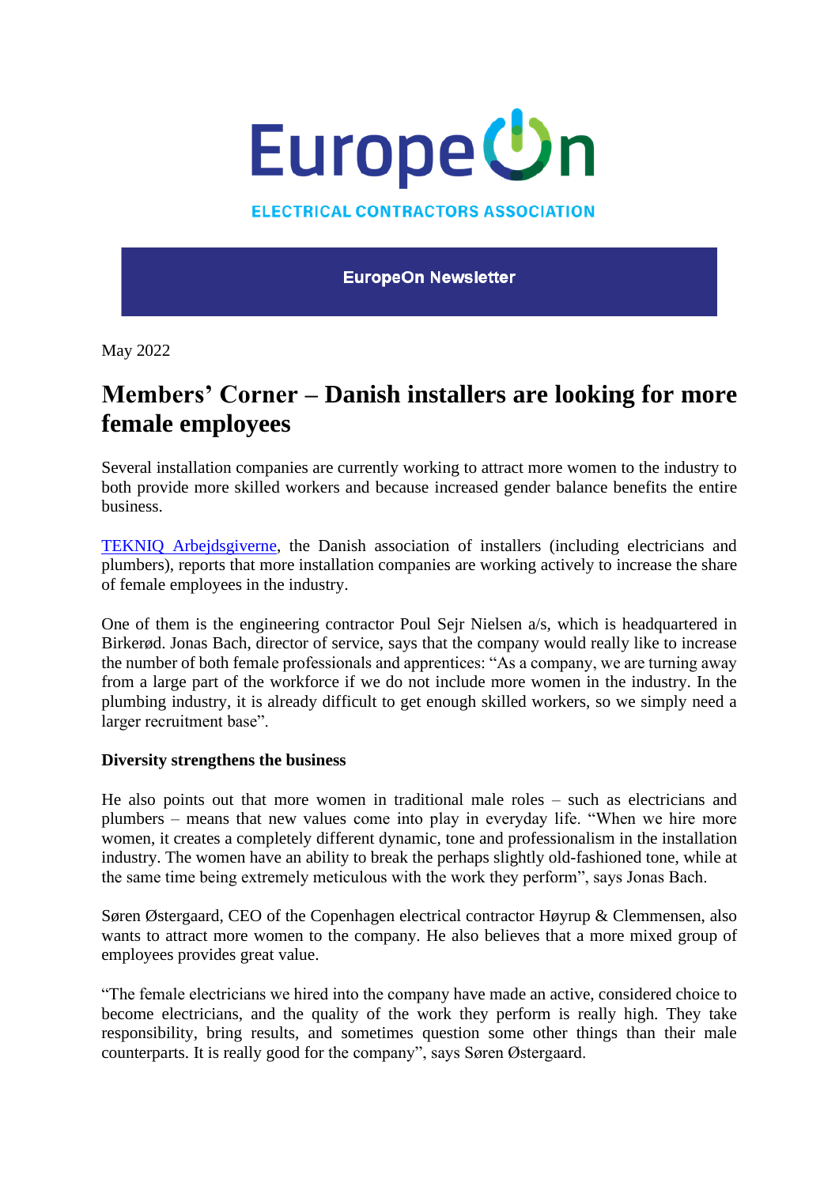EuropeOn

ELECTRICAL CONTRACTORS ASSOCIATION

**EuropeOn Newsletter**

May 2022

# Members' Corner – Danish installers are looking for more female employees

Several installation companies are currently working to attract more women to the industry to both provide more skilled workers and because increased gender balance benefits the entire business.

[TEKNIQ Arbejdsgiverne](), the Danish association of installers (including electricians and plumbers), reports that more installation companies are working actively to increase the share of female employees in the industry.

One of them is the engineering contractor Poul Sejr Nielsen a/s, which is headquartered in Birkerød. Jonas Bach, director of service, says that the company would really like to increase the number of both female professionals and apprentices: "As a company, we are turning away from a large part of the workforce if we do not include more women in the industry. In the plumbing industry, it is already difficult to get enough skilled workers, so we simply need a larger recruitment base".

**Diversity strengthens the business**

He also points out that more women in traditional male roles – such as electricians and plumbers – means that new values come into play in everyday life. "When we hire more women, it creates a completely different dynamic, tone and professionalism in the installation industry. The women have an ability to break the perhaps slightly old-fashioned tone, while at the same time being extremely meticulous with the work they perform", says Jonas Bach.

Søren Østergaard, CEO of the Copenhagen electrical contractor Høyrup & Clemmensen, also wants to attract more women to the company. He also believes that a more mixed group of employees provides great value.

"The female electricians we hired into the company have made an active, considered choice to become electricians, and the quality of the work they perform is really high. They take responsibility, bring results, and sometimes question some other things than their male counterparts. It is really good for the company", says Søren Østergaard.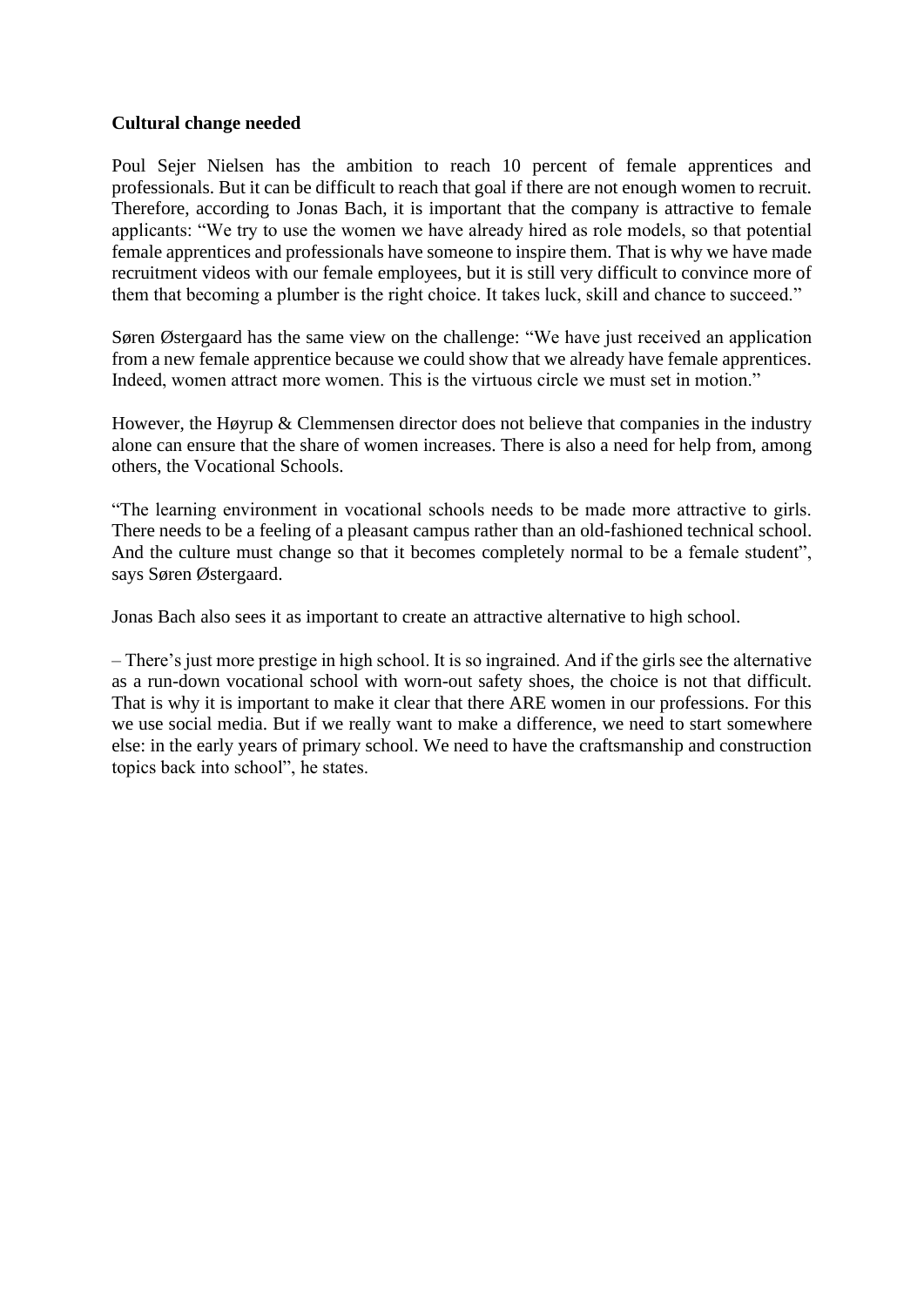**Cultural change needed**

Poul Sejer Nielsen has the ambition to reach 10 percent of female apprentices and professionals. But it can be difficult to reach that goal if there are not enough women to recruit. Therefore, according to Jonas Bach, it is important that the company is attractive to female applicants: "We try to use the women we have already hired as role models, so that potential female apprentices and professionals have someone to inspire them. That is why we have made recruitment videos with our female employees, but it is still very difficult to convince more of them that becoming a plumber is the right choice. It takes luck, skill and chance to succeed."

Søren Østergaard has the same view on the challenge: "We have just received an application from a new female apprentice because we could show that we already have female apprentices. Indeed, women attract more women. This is the virtuous circle we must set in motion."

However, the Høyrup & Clemmensen director does not believe that companies in the industry alone can ensure that the share of women increases. There is also a need for help from, among others, the Vocational Schools.

"The learning environment in vocational schools needs to be made more attractive to girls. There needs to be a feeling of a pleasant campus rather than an old-fashioned technical school. And the culture must change so that it becomes completely normal to be a female student", says Søren Østergaard.

Jonas Bach also sees it as important to create an attractive alternative to high school.

– There's just more prestige in high school. It is so ingrained. And if the girls see the alternative as a run-down vocational school with worn-out safety shoes, the choice is not that difficult. That is why it is important to make it clear that there ARE women in our professions. For this we use social media. But if we really want to make a difference, we need to start somewhere else: in the early years of primary school. We need to have the craftsmanship and construction topics back into school", he states.